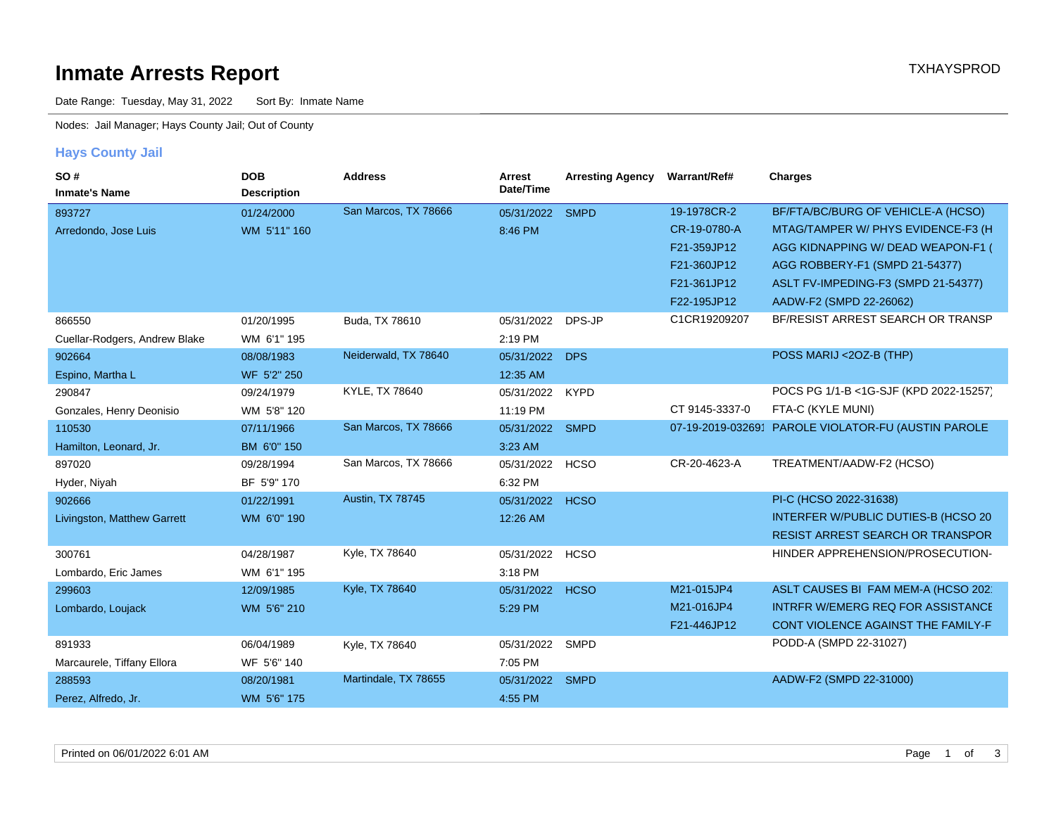# Inmate Arrests Report

TXHAYSPROD

Date Range: Tuesday, May 31, 2022    Sort By: Inmate Name

Nodes: Jail Manager; Hays County Jail; Out of County

## Hays County Jail

| SO # / Inmate's Name | DOB / Description | Address | Arrest Date/Time | Arresting Agency | Warrant/Ref# | Charges |
|---|---|---|---|---|---|---|
| 893727<br>Arredondo, Jose Luis | 01/24/2000<br>WM 5'11" 160 | San Marcos, TX 78666 | 05/31/2022<br>8:46 PM | SMPD | 19-1978CR-2<br>CR-19-0780-A<br>F21-359JP12<br>F21-360JP12<br>F21-361JP12<br>F22-195JP12 | BF/FTA/BC/BURG OF VEHICLE-A (HCSO)<br>MTAG/TAMPER W/ PHYS EVIDENCE-F3 (H<br>AGG KIDNAPPING W/ DEAD WEAPON-F1 (<br>AGG ROBBERY-F1 (SMPD 21-54377)<br>ASLT FV-IMPEDING-F3 (SMPD 21-54377)<br>AADW-F2 (SMPD 22-26062) |
| 866550<br>Cuellar-Rodgers, Andrew Blake | 01/20/1995<br>WM 6'1" 195 | Buda, TX 78610 | 05/31/2022<br>2:19 PM | DPS-JP | C1CR19209207 | BF/RESIST ARREST SEARCH OR TRANSP |
| 902664<br>Espino, Martha L | 08/08/1983<br>WF 5'2" 250 | Neiderwald, TX 78640 | 05/31/2022<br>12:35 AM | DPS | | POSS MARIJ <2OZ-B (THP) |
| 290847<br>Gonzales, Henry Deonisio | 09/24/1979<br>WM 5'8" 120 | KYLE, TX 78640 | 05/31/2022<br>11:19 PM | KYPD | <br>CT 9145-3337-0 | POCS PG 1/1-B <1G-SJF (KPD 2022-15257)<br>FTA-C (KYLE MUNI) |
| 110530<br>Hamilton, Leonard, Jr. | 07/11/1966<br>BM 6'0" 150 | San Marcos, TX 78666 | 05/31/2022<br>3:23 AM | SMPD | 07-19-2019-032691 | PAROLE VIOLATOR-FU (AUSTIN PAROLE |
| 897020<br>Hyder, Niyah | 09/28/1994<br>BF 5'9" 170 | San Marcos, TX 78666 | 05/31/2022<br>6:32 PM | HCSO | CR-20-4623-A | TREATMENT/AADW-F2 (HCSO) |
| 902666<br>Livingston, Matthew Garrett | 01/22/1991<br>WM 6'0" 190 | Austin, TX 78745 | 05/31/2022<br>12:26 AM | HCSO | | PI-C (HCSO 2022-31638)<br>INTERFER W/PUBLIC DUTIES-B (HCSO 20<br>RESIST ARREST SEARCH OR TRANSPOR |
| 300761<br>Lombardo, Eric James | 04/28/1987<br>WM 6'1" 195 | Kyle, TX 78640 | 05/31/2022<br>3:18 PM | HCSO | | HINDER APPREHENSION/PROSECUTION- |
| 299603<br>Lombardo, Loujack | 12/09/1985<br>WM 5'6" 210 | Kyle, TX 78640 | 05/31/2022<br>5:29 PM | HCSO | M21-015JP4<br>M21-016JP4<br>F21-446JP12 | ASLT CAUSES BI FAM MEM-A (HCSO 202<br>INTRFR W/EMERG REQ FOR ASSISTANCE<br>CONT VIOLENCE AGAINST THE FAMILY-F |
| 891933<br>Marcaurele, Tiffany Ellora | 06/04/1989<br>WF 5'6" 140 | Kyle, TX 78640 | 05/31/2022<br>7:05 PM | SMPD | | PODD-A (SMPD 22-31027) |
| 288593<br>Perez, Alfredo, Jr. | 08/20/1981<br>WM 5'6" 175 | Martindale, TX 78655 | 05/31/2022<br>4:55 PM | SMPD | | AADW-F2 (SMPD 22-31000) |

Printed on 06/01/2022 6:01 AM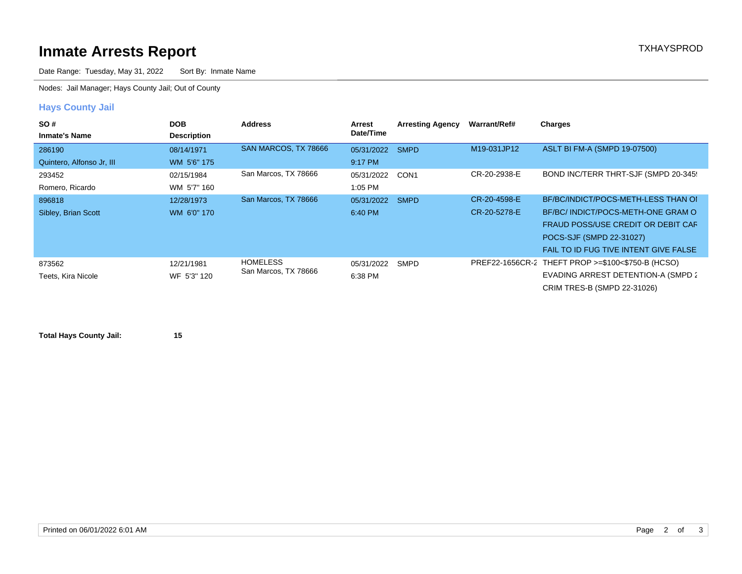# Inmate Arrests Report

TXHAYSPROD

Date Range: Tuesday, May 31, 2022 Sort By: Inmate Name

Nodes: Jail Manager; Hays County Jail; Out of County

## Hays County Jail

| SO # / Inmate's Name | DOB / Description | Address | Arrest Date/Time | Arresting Agency | Warrant/Ref# | Charges |
|---|---|---|---|---|---|---|
| 286190<br>Quintero, Alfonso Jr, III | 08/14/1971<br>WM 5'6" 175 | SAN MARCOS, TX 78666 | 05/31/2022<br>9:17 PM | SMPD | M19-031JP12 | ASLT BI FM-A (SMPD 19-07500) |
| 293452<br>Romero, Ricardo | 02/15/1984<br>WM 5'7" 160 | San Marcos, TX 78666 | 05/31/2022<br>1:05 PM | CON1 | CR-20-2938-E | BOND INC/TERR THRT-SJF (SMPD 20-345 |
| 896818<br>Sibley, Brian Scott | 12/28/1973<br>WM 6'0" 170 | San Marcos, TX 78666 | 05/31/2022<br>6:40 PM | SMPD | CR-20-4598-E<br>CR-20-5278-E | BF/BC/INDICT/POCS-METH-LESS THAN OI<br>BF/BC/ INDICT/POCS-METH-ONE GRAM O<br>FRAUD POSS/USE CREDIT OR DEBIT CAF<br>POCS-SJF (SMPD 22-31027)<br>FAIL TO ID FUG TIVE INTENT GIVE FALSE |
| 873562<br>Teets, Kira Nicole | 12/21/1981<br>WF 5'3" 120 | HOMELESS<br>San Marcos, TX 78666 | 05/31/2022<br>6:38 PM | SMPD | PREF22-1656CR-2 | THEFT PROP >=$100<$750-B (HCSO)<br>EVADING ARREST DETENTION-A (SMPD 2<br>CRIM TRES-B (SMPD 22-31026) |

**Total Hays County Jail:** **15**

Printed on 06/01/2022 6:01 AM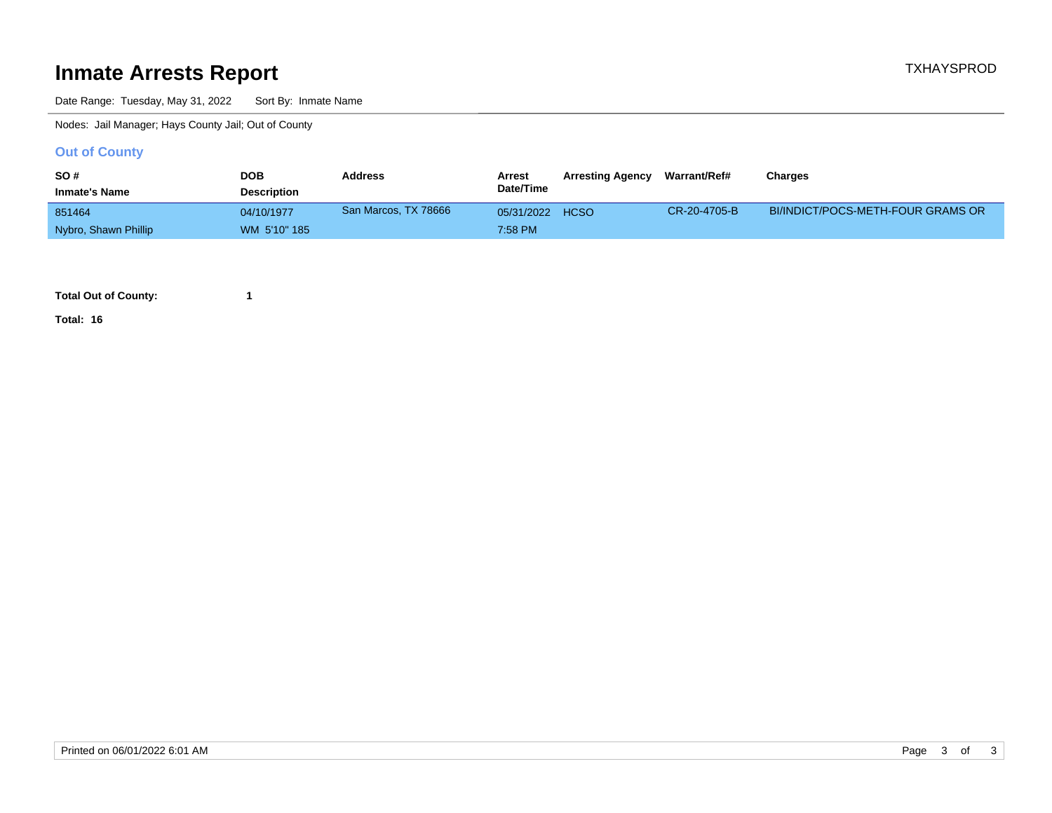# Inmate Arrests Report

TXHAYSPROD

Date Range: Tuesday, May 31, 2022    Sort By: Inmate Name

Nodes: Jail Manager; Hays County Jail; Out of County

## Out of County

| SO #<br>Inmate's Name | DOB<br>Description | Address | Arrest Date/Time | Arresting Agency | Warrant/Ref# | Charges |
|---|---|---|---|---|---|---|
| 851464<br>Nybro, Shawn Phillip | 04/10/1977<br>WM 5'10" 185 | San Marcos, TX 78666 | 05/31/2022<br>7:58 PM | HCSO | CR-20-4705-B | BI/INDICT/POCS-METH-FOUR GRAMS OR |

**Total Out of County:** **1**

**Total: 16**

Printed on 06/01/2022 6:01 AM